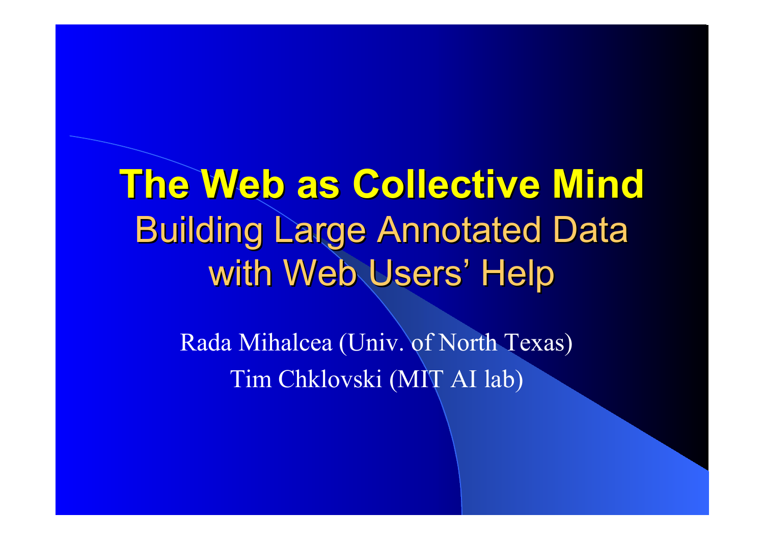# The Web as Collective Mind

## Building Large Annotated Data with Web Users' Help

Rada Mihalcea (Univ. of North Texas)

Tim Chklovski (MIT AI lab)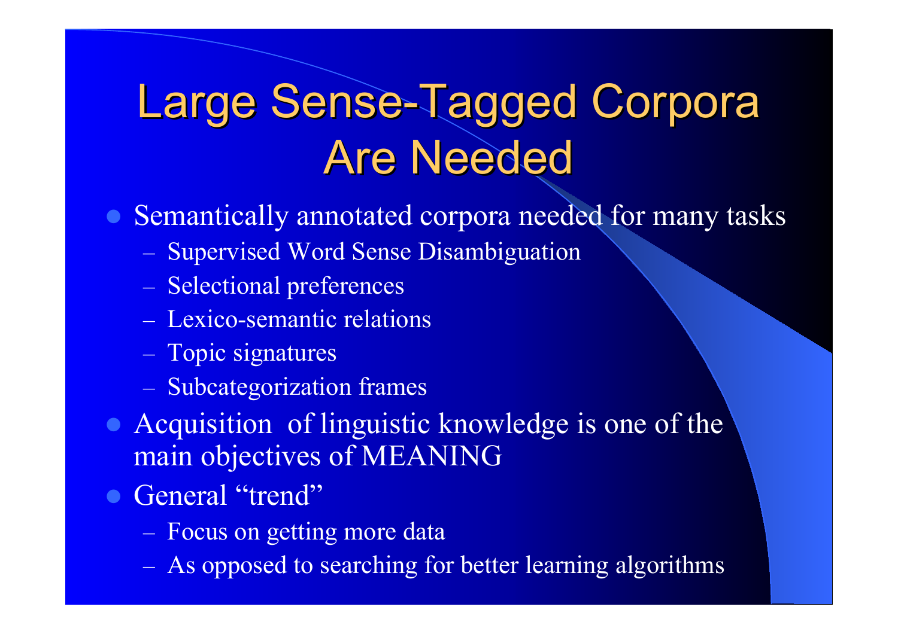# Large Sense-Tagged Corpora Are Needed

- Semantically annotated corpora needed for many tasks
  - Supervised Word Sense Disambiguation
  - Selectional preferences
  - Lexico-semantic relations
  - Topic signatures
  - Subcategorization frames
- Acquisition of linguistic knowledge is one of the main objectives of MEANING
- General "trend"
  - Focus on getting more data
  - As opposed to searching for better learning algorithms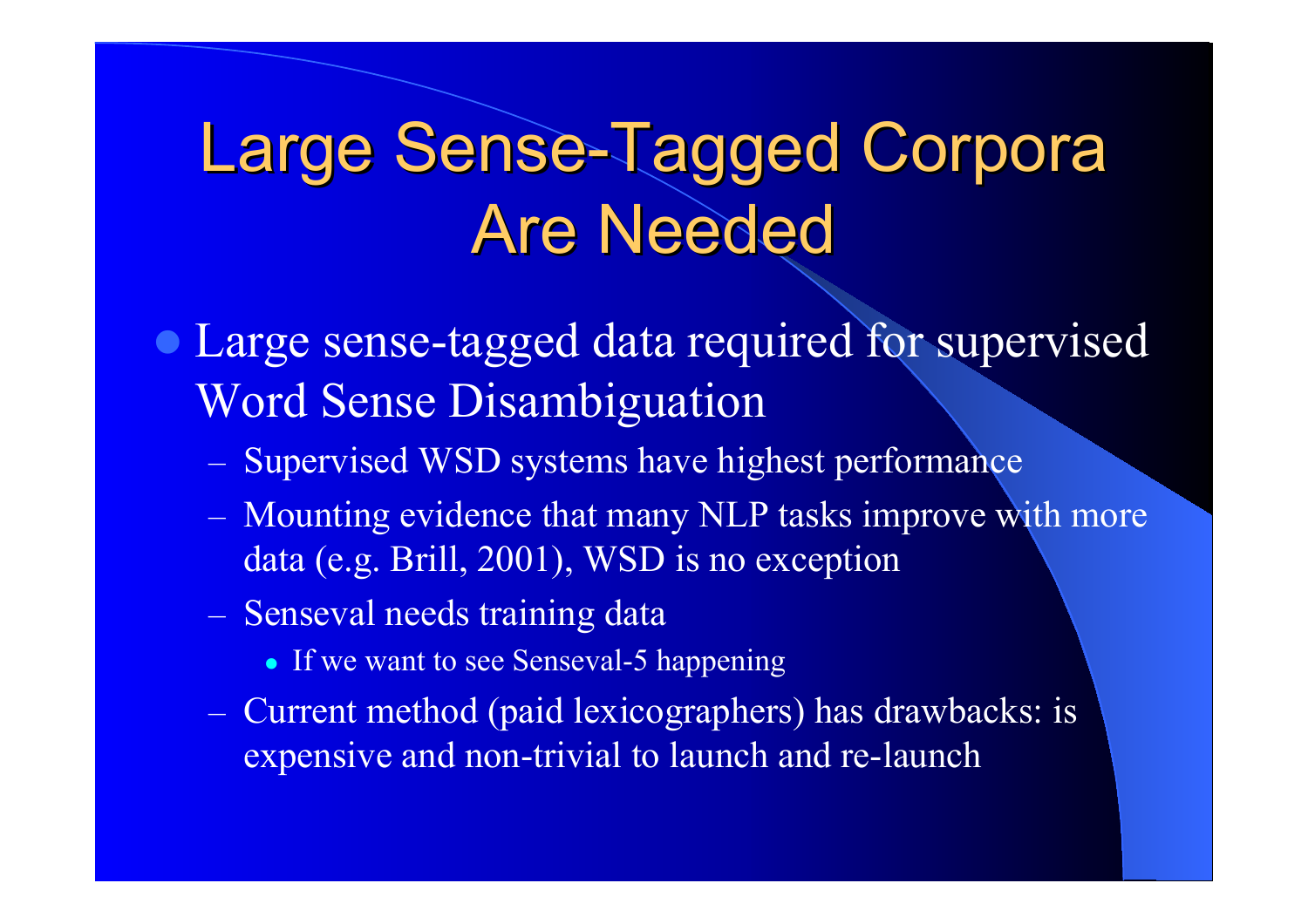# Large Sense-Tagged Corpora Are Needed

- Large sense-tagged data required for supervised Word Sense Disambiguation
  - Supervised WSD systems have highest performance
  - Mounting evidence that many NLP tasks improve with more data (e.g. Brill, 2001), WSD is no exception
  - Senseval needs training data
    - If we want to see Senseval-5 happening
  - Current method (paid lexicographers) has drawbacks: is expensive and non-trivial to launch and re-launch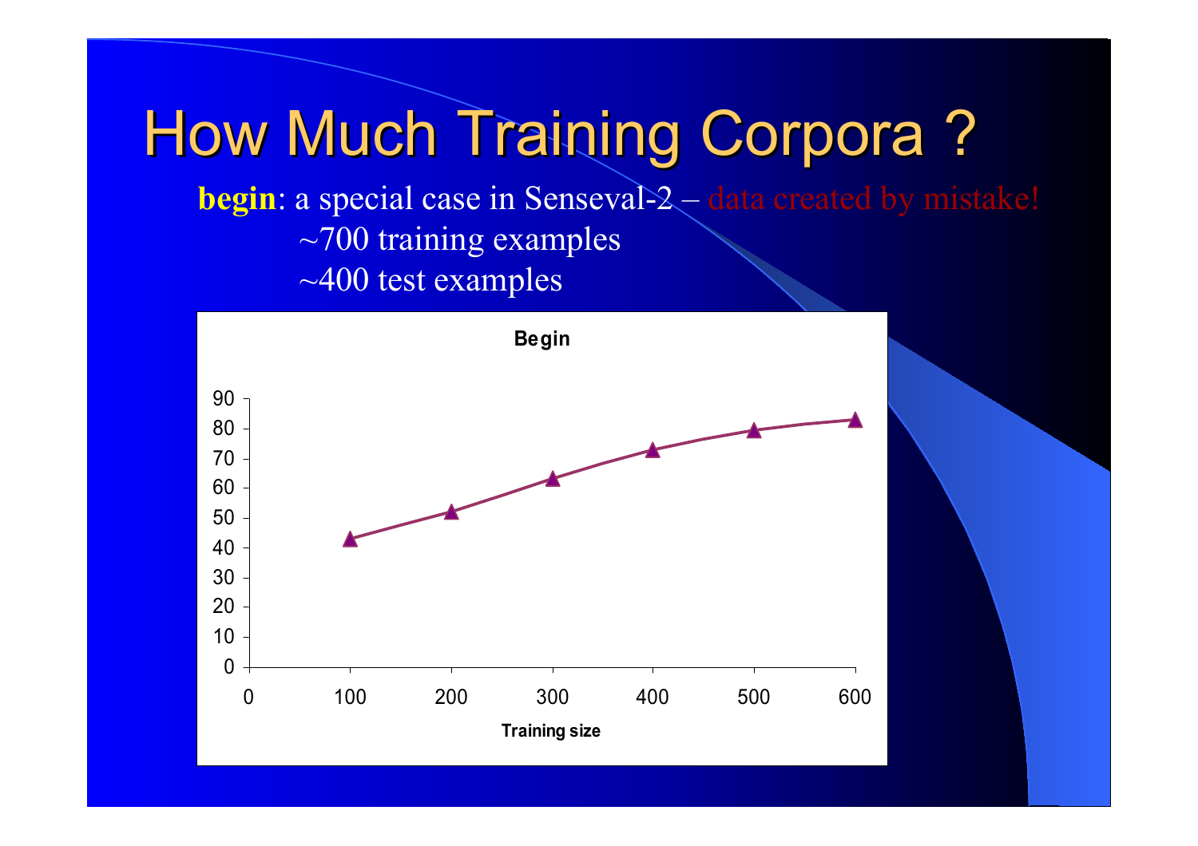# How Much Training Corpora ?

**begin**: a special case in Senseval-2 – data created by mistake!

- ~700 training examples
- ~400 test examples

**Begin**

| Training size | Accuracy |
|---|---|
| 100 | 43 |
| 200 | 52 |
| 300 | 63 |
| 400 | 73 |
| 500 | 79 |
| 600 | 83 |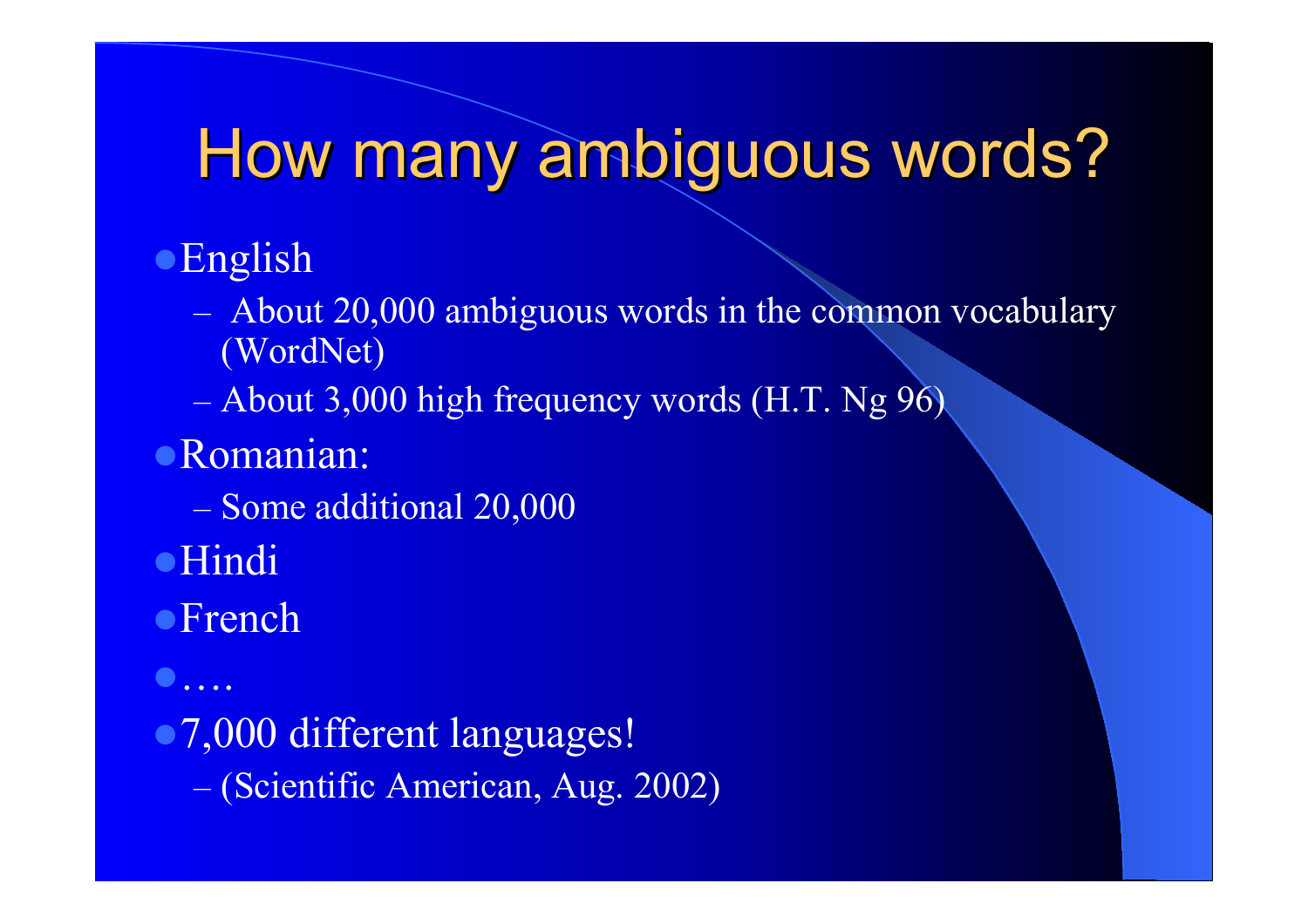# How many ambiguous words?

- English
  - About 20,000 ambiguous words in the common vocabulary (WordNet)
  - About 3,000 high frequency words (H.T. Ng 96)
- Romanian:
  - Some additional 20,000
- Hindi
- French
- ….
- 7,000 different languages!
  - (Scientific American, Aug. 2002)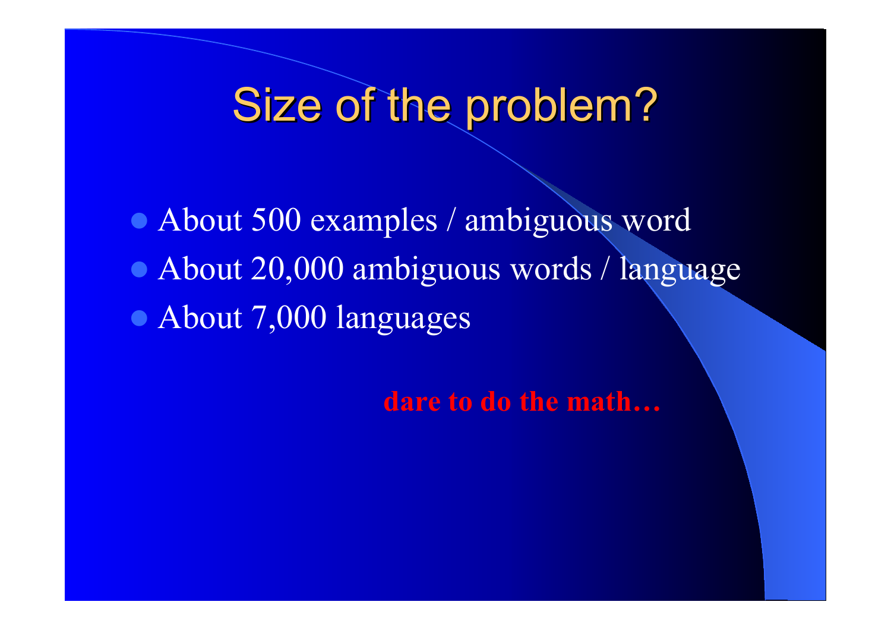# Size of the problem?

- About 500 examples / ambiguous word
- About 20,000 ambiguous words / language
- About 7,000 languages

**dare to do the math…**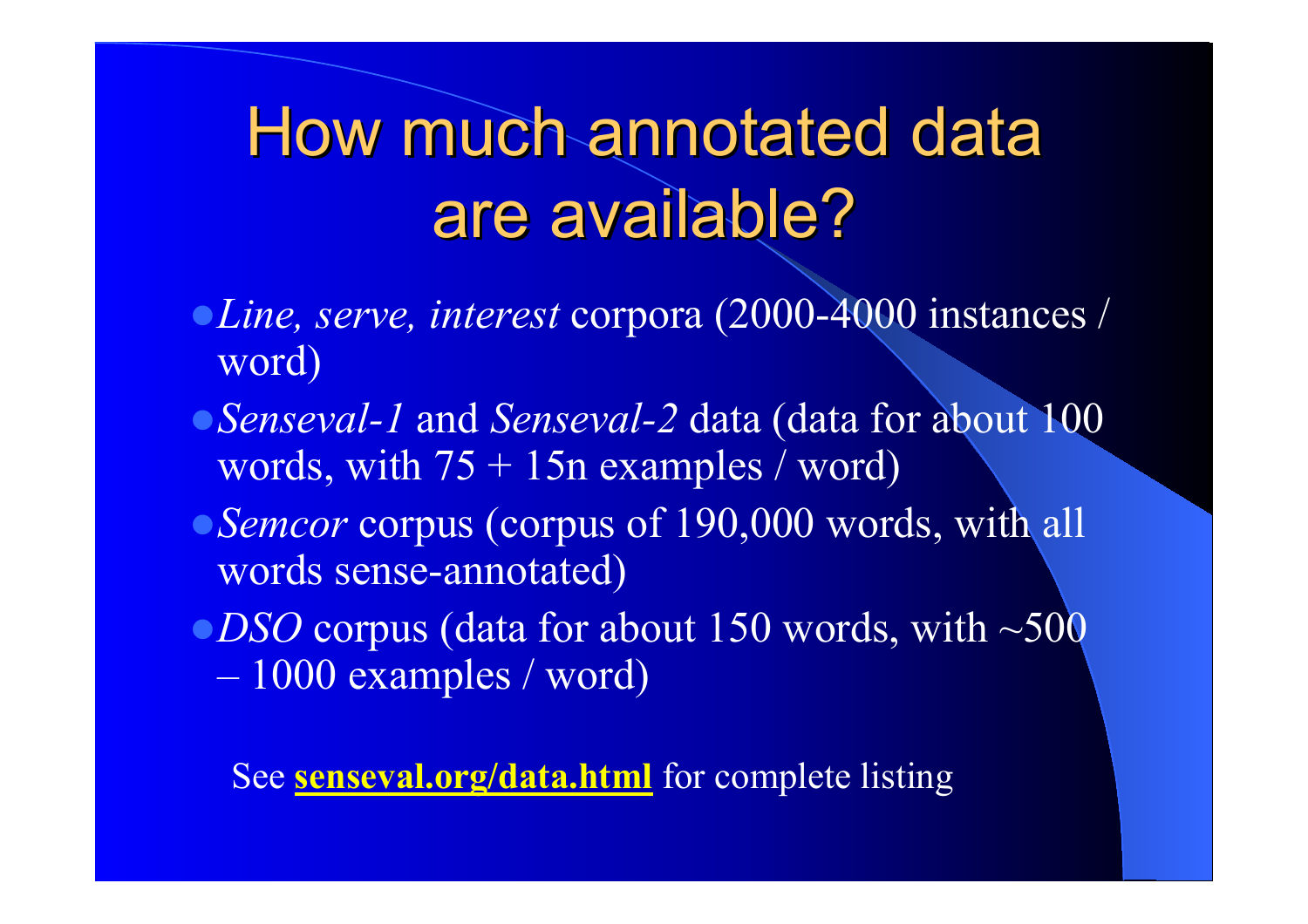# How much annotated data are available?

- *Line, serve, interest* corpora (2000-4000 instances / word)
- *Senseval-1* and *Senseval-2* data (data for about 100 words, with 75 + 15n examples / word)
- *Semcor* corpus (corpus of 190,000 words, with all words sense-annotated)
- *DSO* corpus (data for about 150 words, with ~500 – 1000 examples / word)

See **senseval.org/data.html** for complete listing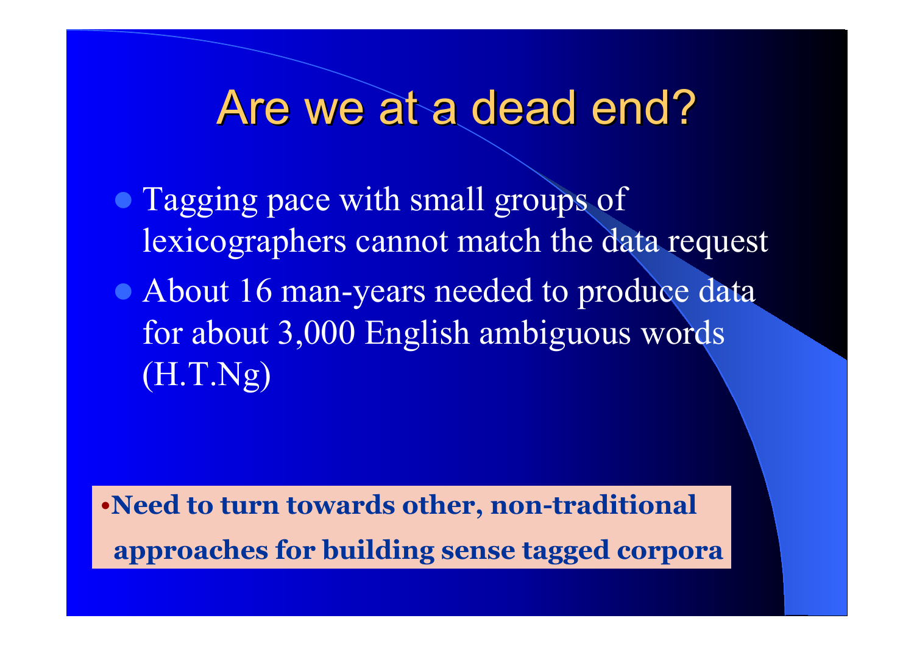# Are we at a dead end?

- Tagging pace with small groups of lexicographers cannot match the data request
- About 16 man-years needed to produce data for about 3,000 English ambiguous words (H.T.Ng)

- **Need to turn towards other, non-traditional approaches for building sense tagged corpora**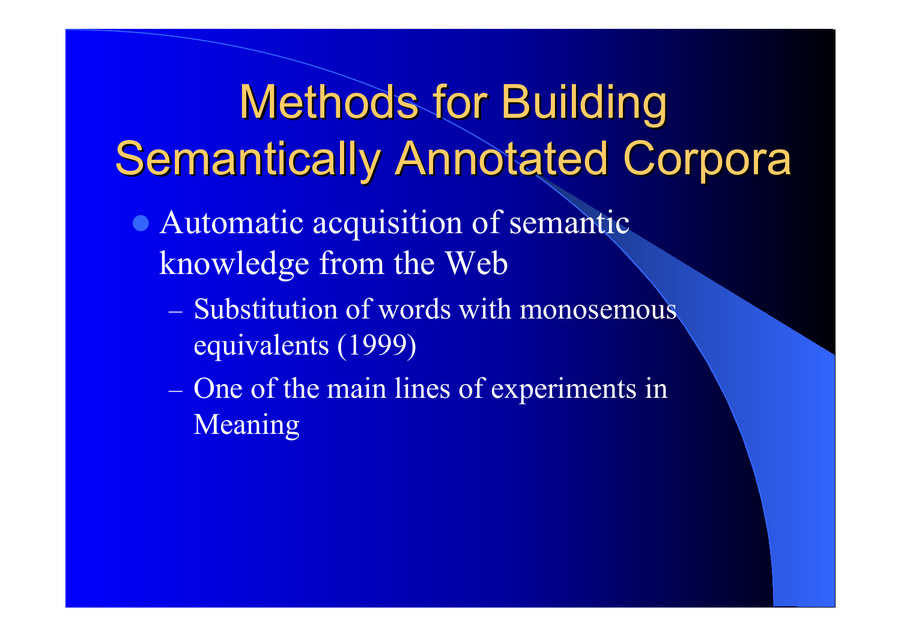# Methods for Building Semantically Annotated Corpora

- Automatic acquisition of semantic knowledge from the Web
  - Substitution of words with monosemous equivalents (1999)
  - One of the main lines of experiments in Meaning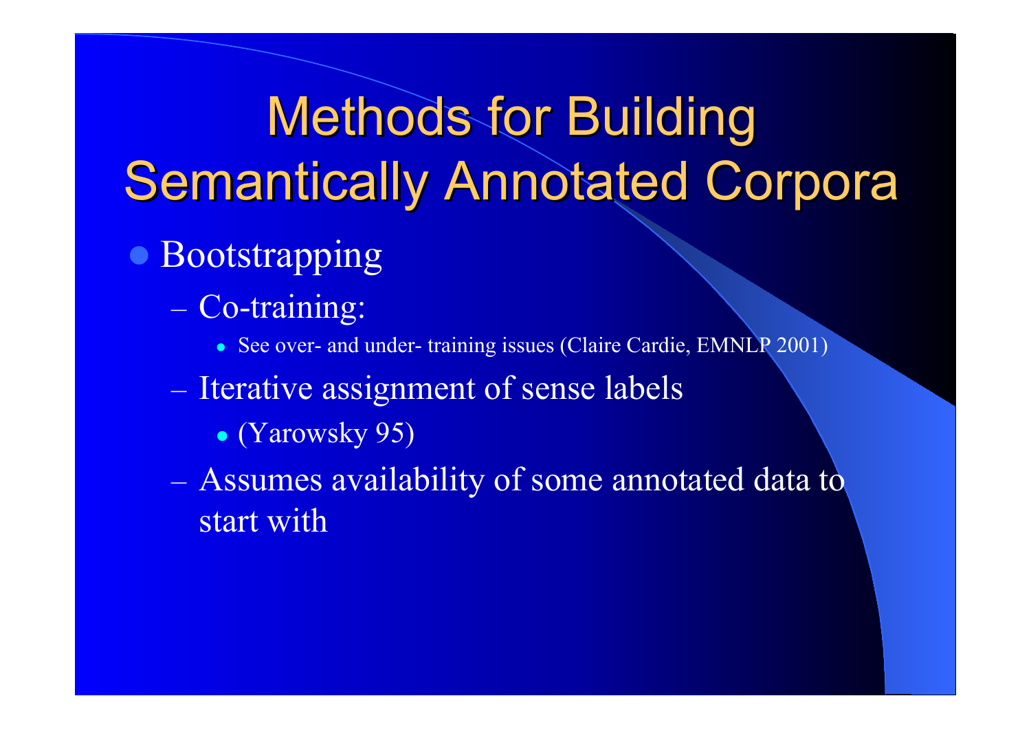# Methods for Building Semantically Annotated Corpora

- Bootstrapping
  - Co-training:
    - See over- and under- training issues (Claire Cardie, EMNLP 2001)
  - Iterative assignment of sense labels
    - (Yarowsky 95)
  - Assumes availability of some annotated data to start with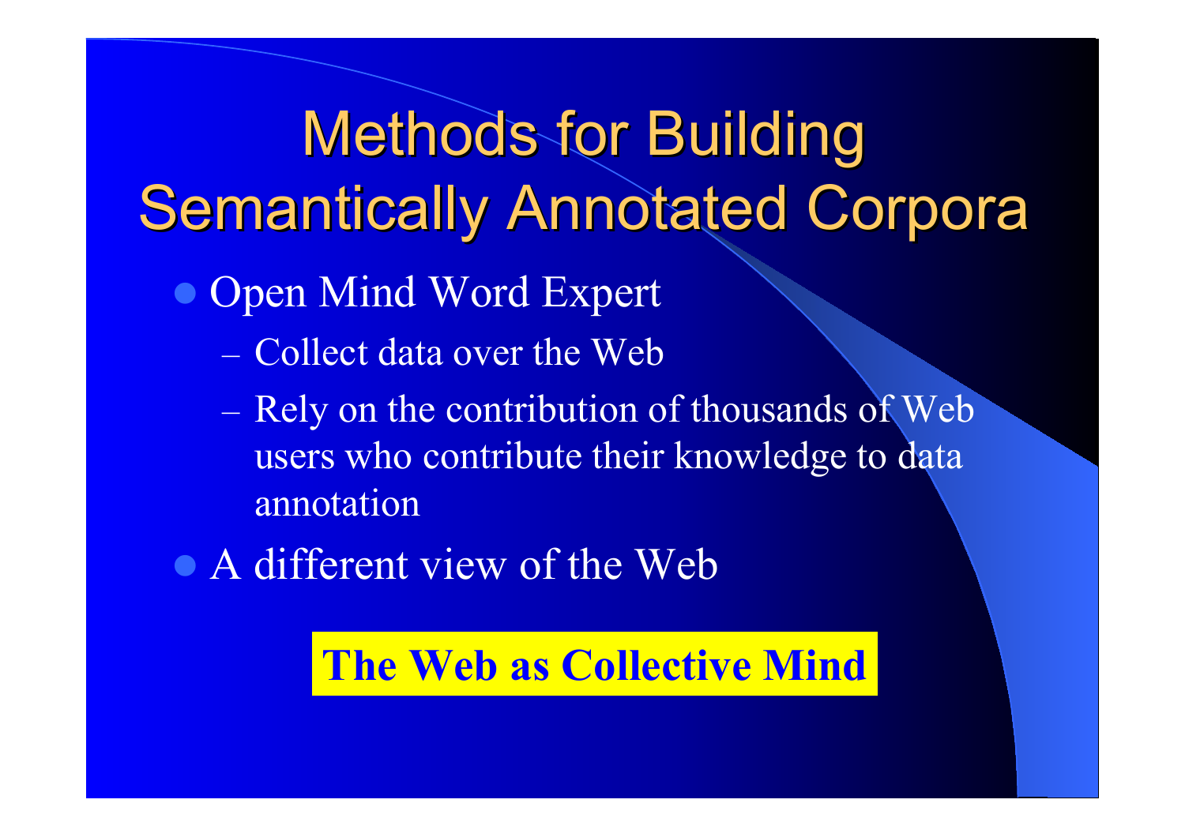# Methods for Building Semantically Annotated Corpora

- Open Mind Word Expert
  - Collect data over the Web
  - Rely on the contribution of thousands of Web users who contribute their knowledge to data annotation
- A different view of the Web

**The Web as Collective Mind**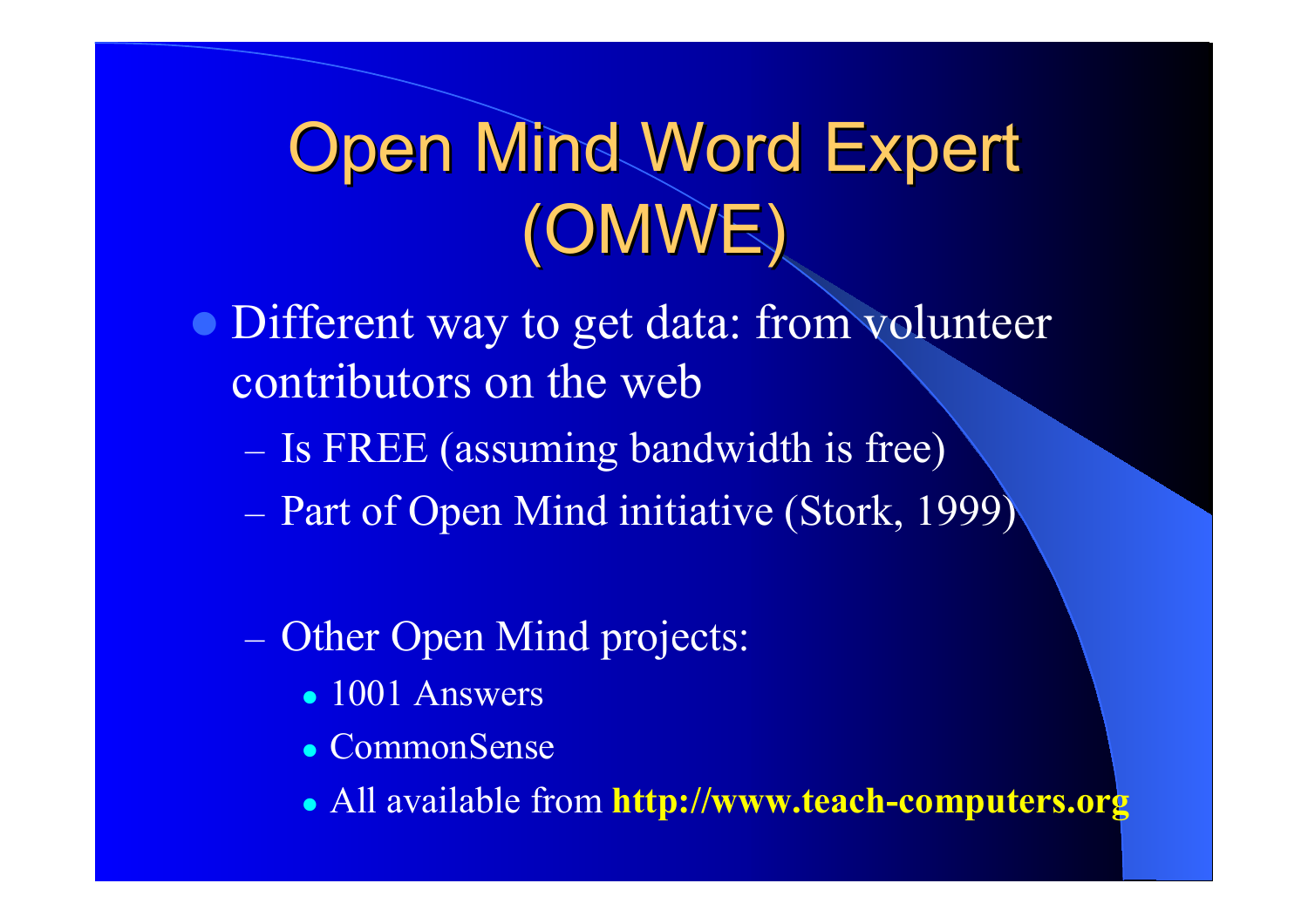# Open Mind Word Expert (OMWE)

- Different way to get data: from volunteer contributors on the web
  - Is FREE (assuming bandwidth is free)
  - Part of Open Mind initiative (Stork, 1999)
  - Other Open Mind projects:
    - 1001 Answers
    - CommonSense
    - All available from **http://www.teach-computers.org**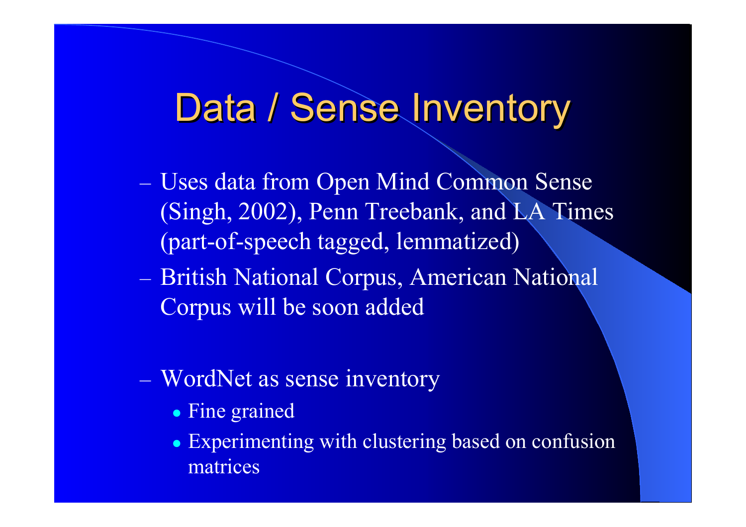# Data / Sense Inventory

- Uses data from Open Mind Common Sense (Singh, 2002), Penn Treebank, and LA Times (part-of-speech tagged, lemmatized)
- British National Corpus, American National Corpus will be soon added

- WordNet as sense inventory
  - Fine grained
  - Experimenting with clustering based on confusion matrices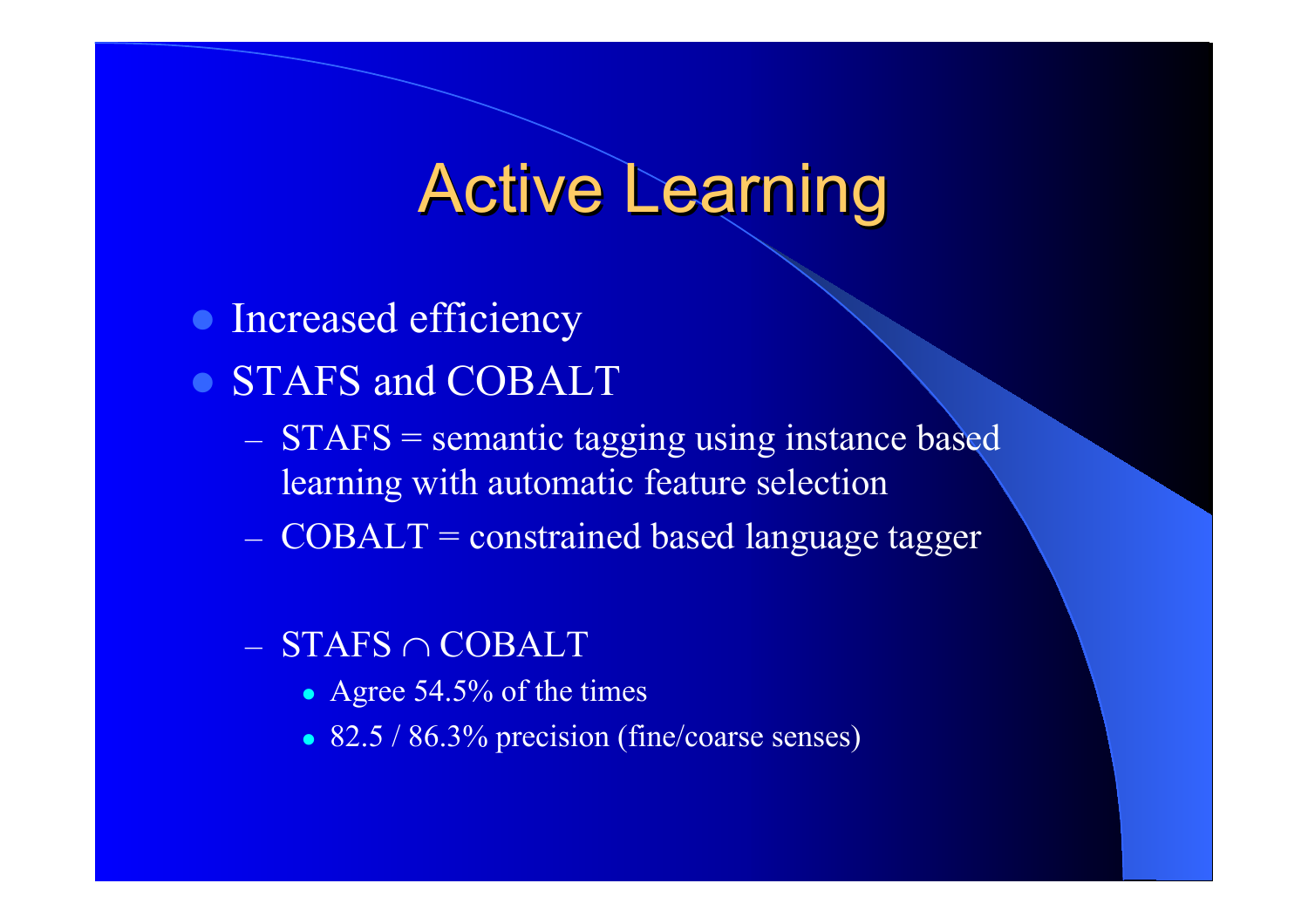# Active Learning

- Increased efficiency
- STAFS and COBALT
  - STAFS = semantic tagging using instance based learning with automatic feature selection
  - COBALT = constrained based language tagger
  - STAFS $\cap$ COBALT
    - Agree 54.5% of the times
    - 82.5 / 86.3% precision (fine/coarse senses)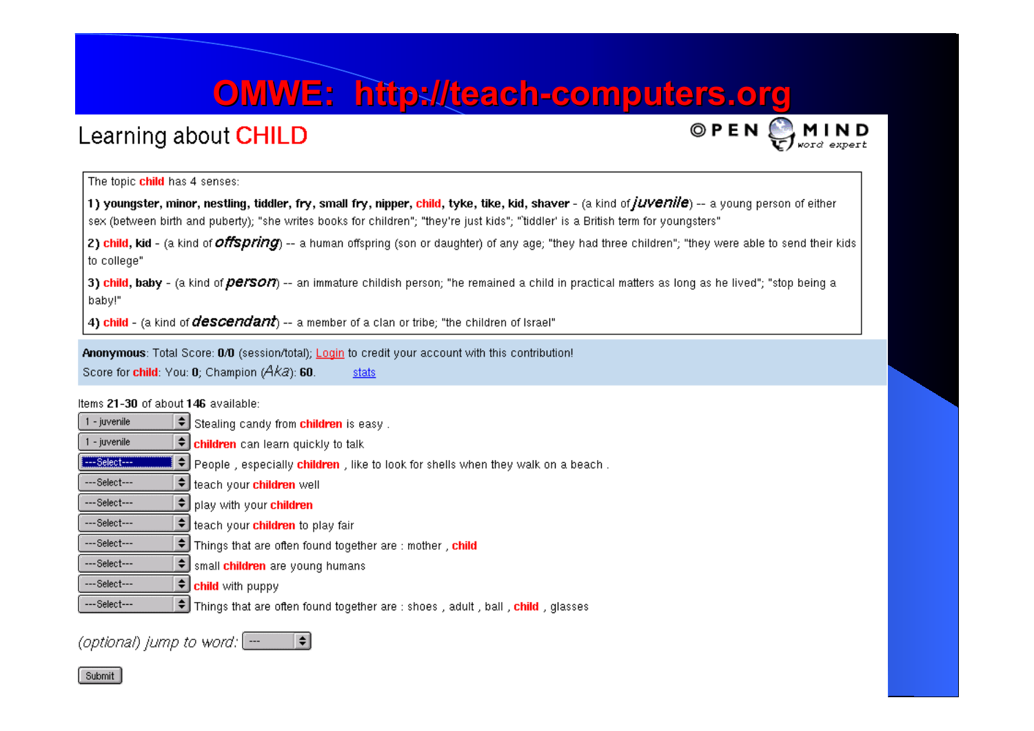# OMWE: http://teach-computers.org

## Learning about CHILD

OPEN MIND word expert

The topic **child** has 4 senses:

**1) youngster, minor, nestling, tiddler, fry, small fry, nipper, child, tyke, tike, kid, shaver** - (a kind of *juvenile*) -- a young person of either sex (between birth and puberty); "she writes books for children"; "they're just kids"; "'tiddler' is a British term for youngsters"

**2) child, kid** - (a kind of *offspring*) -- a human offspring (son or daughter) of any age; "they had three children"; "they were able to send their kids to college"

**3) child, baby** - (a kind of *person*) -- an immature childish person; "he remained a child in practical matters as long as he lived"; "stop being a baby!"

**4) child** - (a kind of *descendant*) -- a member of a clan or tribe; "the children of Israel"

**Anonymous**: Total Score: **0/0** (session/total); Login to credit your account with this contribution!
Score for **child**: You: **0**; Champion (*Aka*): **60**. stats

Items **21**-**30** of about **146** available:

- [1 - juvenile] Stealing candy from **children** is easy .
- [1 - juvenile] **children** can learn quickly to talk
- [---Select---] People , especially **children** , like to look for shells when they walk on a beach .
- [---Select---] teach your **children** well
- [---Select---] play with your **children**
- [---Select---] teach your **children** to play fair
- [---Select---] Things that are often found together are : mother , **child**
- [---Select---] small **children** are young humans
- [---Select---] **child** with puppy
- [---Select---] Things that are often found together are : shoes , adult , ball , **child** , glasses

*(optional) jump to word:* [---]

[Submit]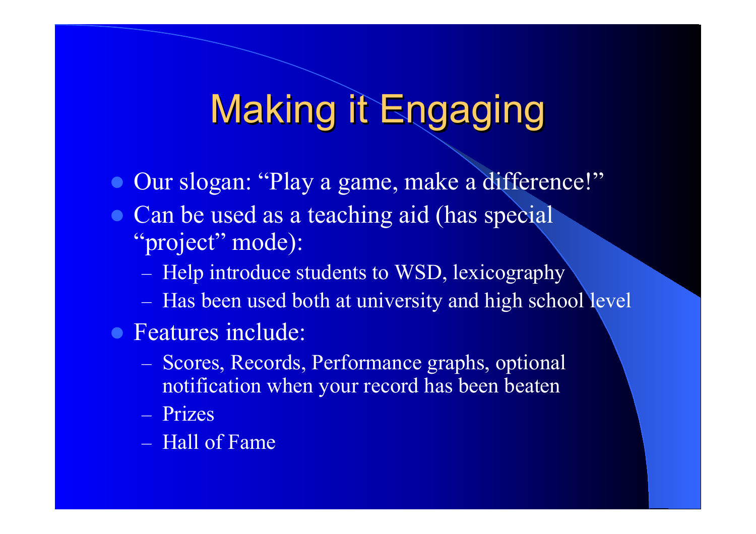# Making it Engaging

- Our slogan: “Play a game, make a difference!”
- Can be used as a teaching aid (has special “project” mode):
  - Help introduce students to WSD, lexicography
  - Has been used both at university and high school level
- Features include:
  - Scores, Records, Performance graphs, optional notification when your record has been beaten
  - Prizes
  - Hall of Fame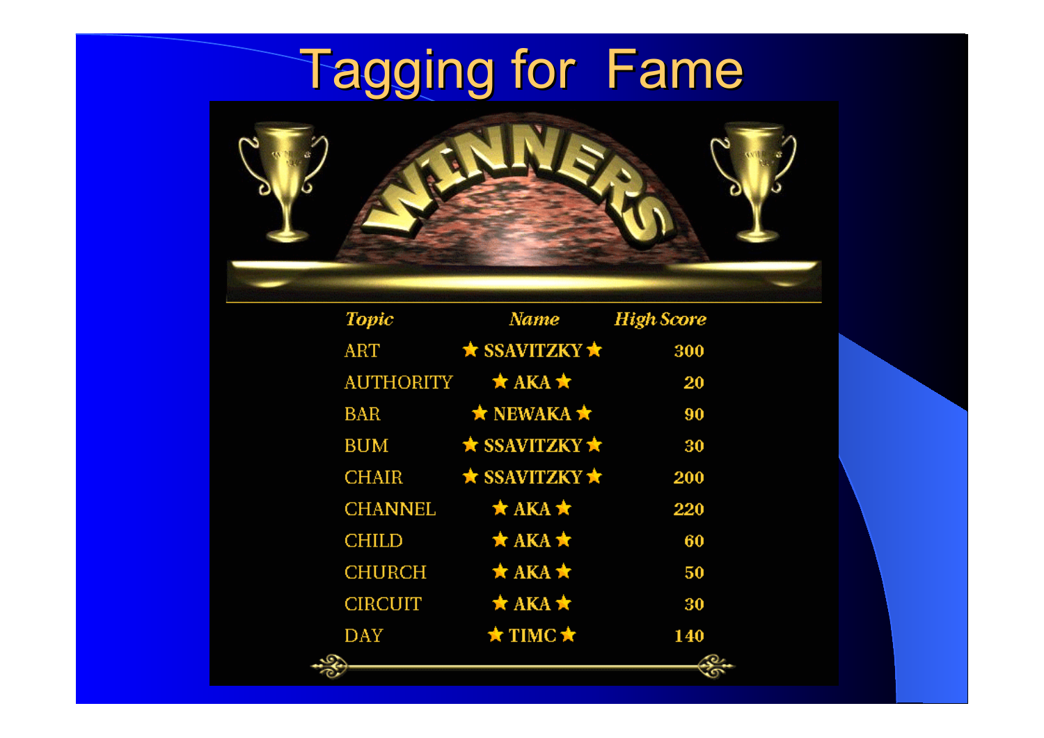# Tagging for Fame

WINNERS

| Topic | Name | High Score |
|---|---|---|
| ART | ★ SSAVITZKY ★ | 300 |
| AUTHORITY | ★ AKA ★ | 20 |
| BAR | ★ NEWAKA ★ | 90 |
| BUM | ★ SSAVITZKY ★ | 30 |
| CHAIR | ★ SSAVITZKY ★ | 200 |
| CHANNEL | ★ AKA ★ | 220 |
| CHILD | ★ AKA ★ | 60 |
| CHURCH | ★ AKA ★ | 50 |
| CIRCUIT | ★ AKA ★ | 30 |
| DAY | ★ TIMC ★ | 140 |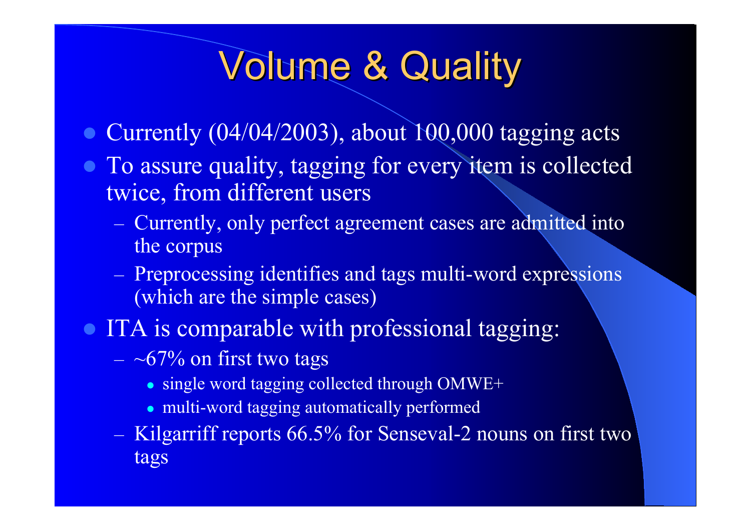# Volume & Quality

- Currently (04/04/2003), about 100,000 tagging acts
- To assure quality, tagging for every item is collected twice, from different users
  - Currently, only perfect agreement cases are admitted into the corpus
  - Preprocessing identifies and tags multi-word expressions (which are the simple cases)
- ITA is comparable with professional tagging:
  - ~67% on first two tags
    - single word tagging collected through OMWE+
    - multi-word tagging automatically performed
  - Kilgarriff reports 66.5% for Senseval-2 nouns on first two tags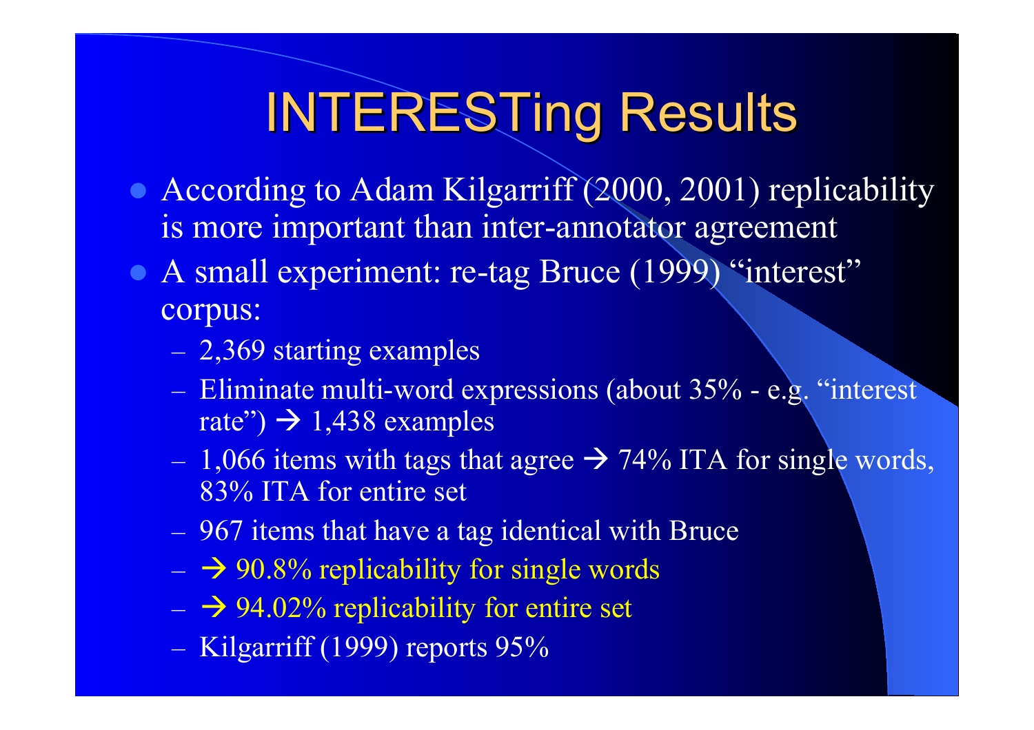# INTERESTing Results

- According to Adam Kilgarriff (2000, 2001) replicability is more important than inter-annotator agreement
- A small experiment: re-tag Bruce (1999) "interest" corpus:
  - 2,369 starting examples
  - Eliminate multi-word expressions (about 35% - e.g. "interest rate") → 1,438 examples
  - 1,066 items with tags that agree → 74% ITA for single words, 83% ITA for entire set
  - 967 items that have a tag identical with Bruce
  - → 90.8% replicability for single words
  - → 94.02% replicability for entire set
  - Kilgarriff (1999) reports 95%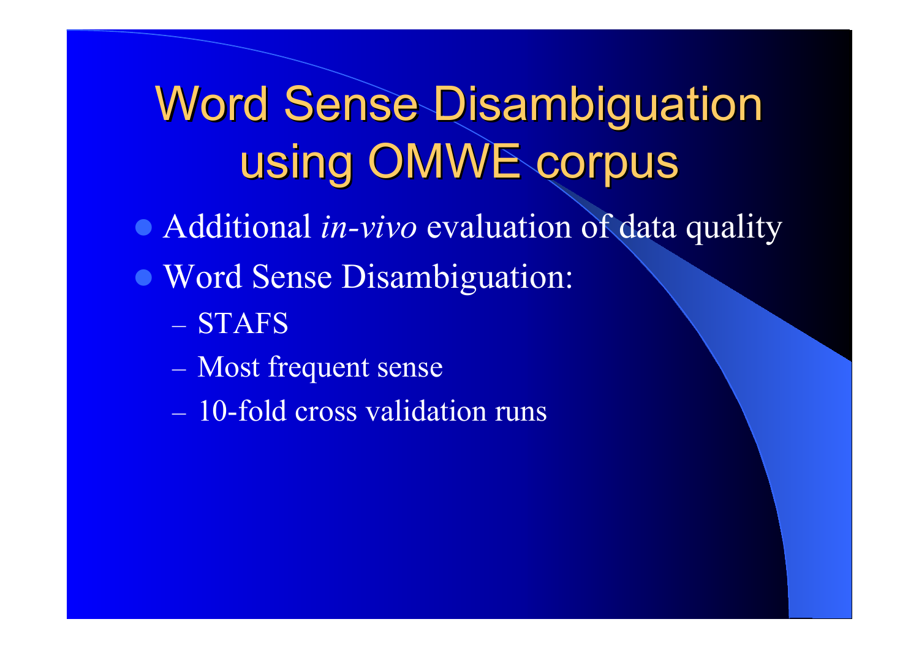# Word Sense Disambiguation using OMWE corpus

- Additional *in-vivo* evaluation of data quality
- Word Sense Disambiguation:
  - STAFS
  - Most frequent sense
  - 10-fold cross validation runs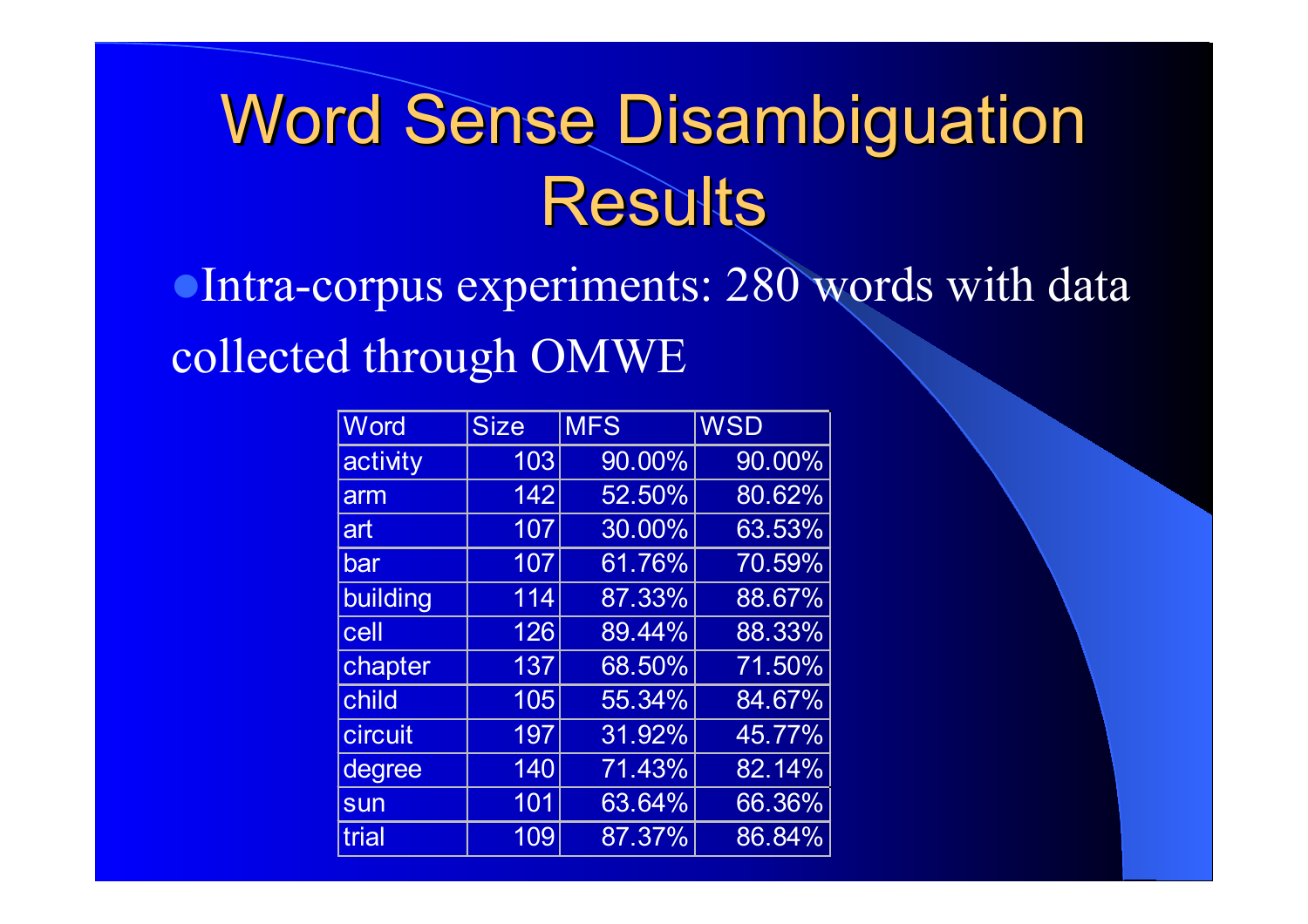# Word Sense Disambiguation Results

- Intra-corpus experiments: 280 words with data collected through OMWE

| Word | Size | MFS | WSD |
| --- | --- | --- | --- |
| activity | 103 | 90.00% | 90.00% |
| arm | 142 | 52.50% | 80.62% |
| art | 107 | 30.00% | 63.53% |
| bar | 107 | 61.76% | 70.59% |
| building | 114 | 87.33% | 88.67% |
| cell | 126 | 89.44% | 88.33% |
| chapter | 137 | 68.50% | 71.50% |
| child | 105 | 55.34% | 84.67% |
| circuit | 197 | 31.92% | 45.77% |
| degree | 140 | 71.43% | 82.14% |
| sun | 101 | 63.64% | 66.36% |
| trial | 109 | 87.37% | 86.84% |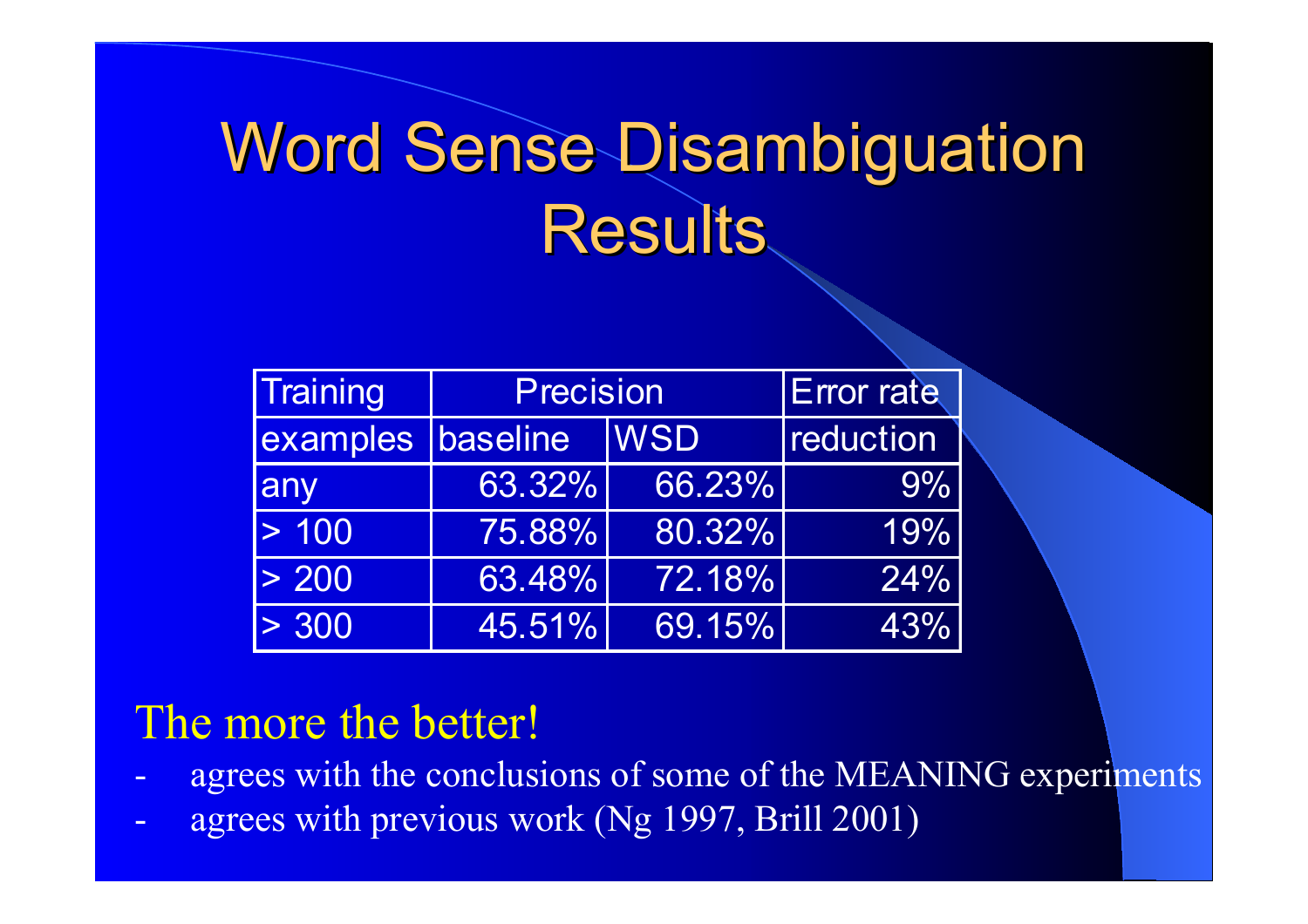# Word Sense Disambiguation Results

| Training | Precision | | Error rate |
|---|---|---|---|
| examples | baseline | WSD | reduction |
| any | 63.32% | 66.23% | 9% |
| > 100 | 75.88% | 80.32% | 19% |
| > 200 | 63.48% | 72.18% | 24% |
| > 300 | 45.51% | 69.15% | 43% |

The more the better!

- agrees with the conclusions of some of the MEANING experiments
- agrees with previous work (Ng 1997, Brill 2001)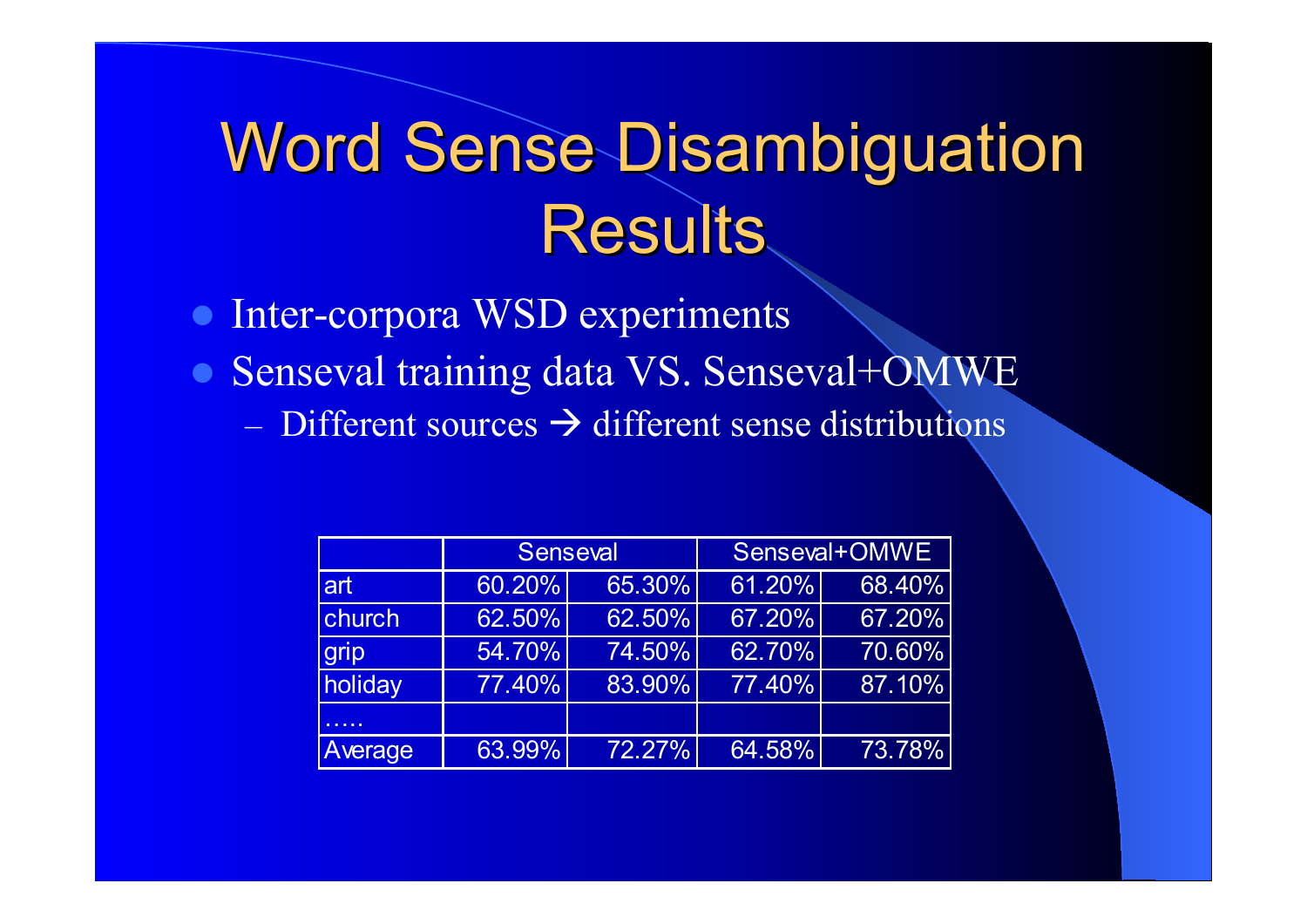# Word Sense Disambiguation Results

- Inter-corpora WSD experiments
- Senseval training data VS. Senseval+OMWE
  - Different sources → different sense distributions

| | Senseval | | Senseval+OMWE | |
|---|---|---|---|---|
| art | 60.20% | 65.30% | 61.20% | 68.40% |
| church | 62.50% | 62.50% | 67.20% | 67.20% |
| grip | 54.70% | 74.50% | 62.70% | 70.60% |
| holiday | 77.40% | 83.90% | 77.40% | 87.10% |
| ….. | | | | |
| Average | 63.99% | 72.27% | 64.58% | 73.78% |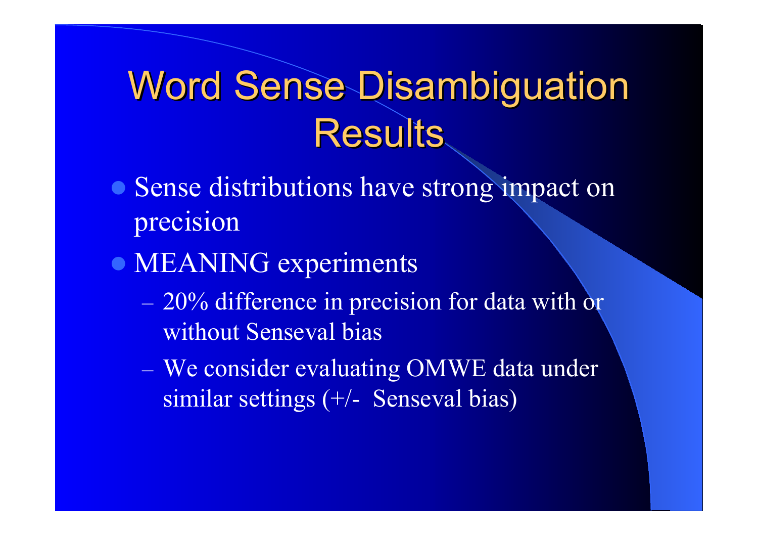# Word Sense Disambiguation Results

- Sense distributions have strong impact on precision
- MEANING experiments
  - 20% difference in precision for data with or without Senseval bias
  - We consider evaluating OMWE data under similar settings (+/- Senseval bias)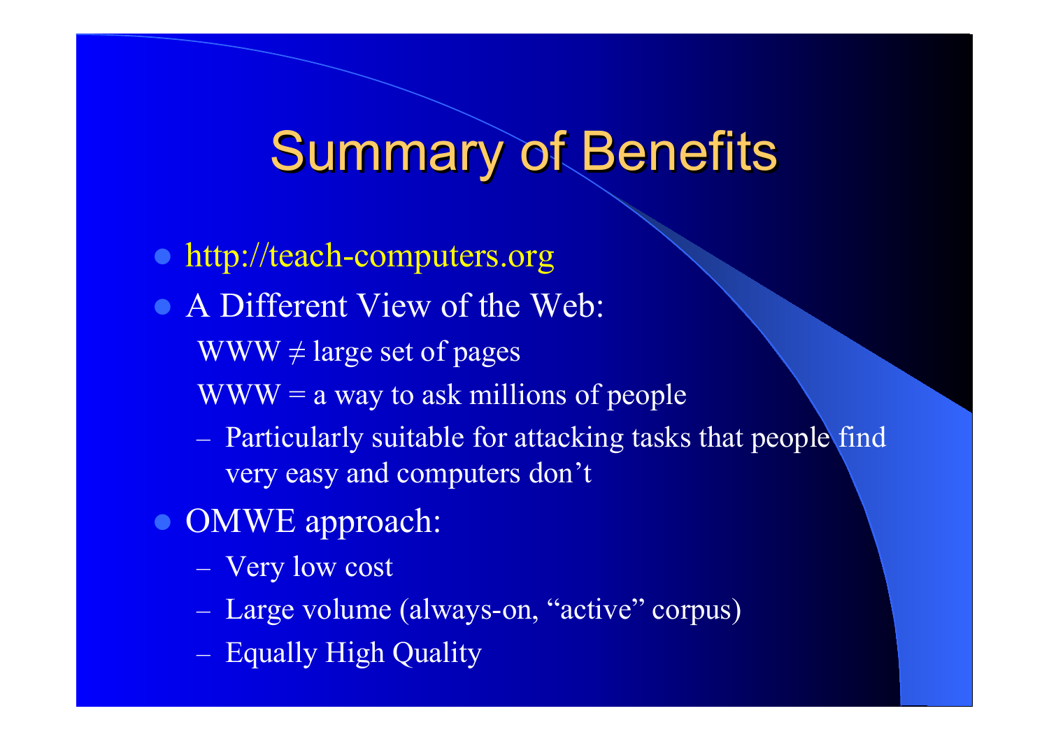# Summary of Benefits

- http://teach-computers.org
- A Different View of the Web:

  WWW ≠ large set of pages

  WWW = a way to ask millions of people

  – Particularly suitable for attacking tasks that people find very easy and computers don't
- OMWE approach:
  – Very low cost
  – Large volume (always-on, "active" corpus)
  – Equally High Quality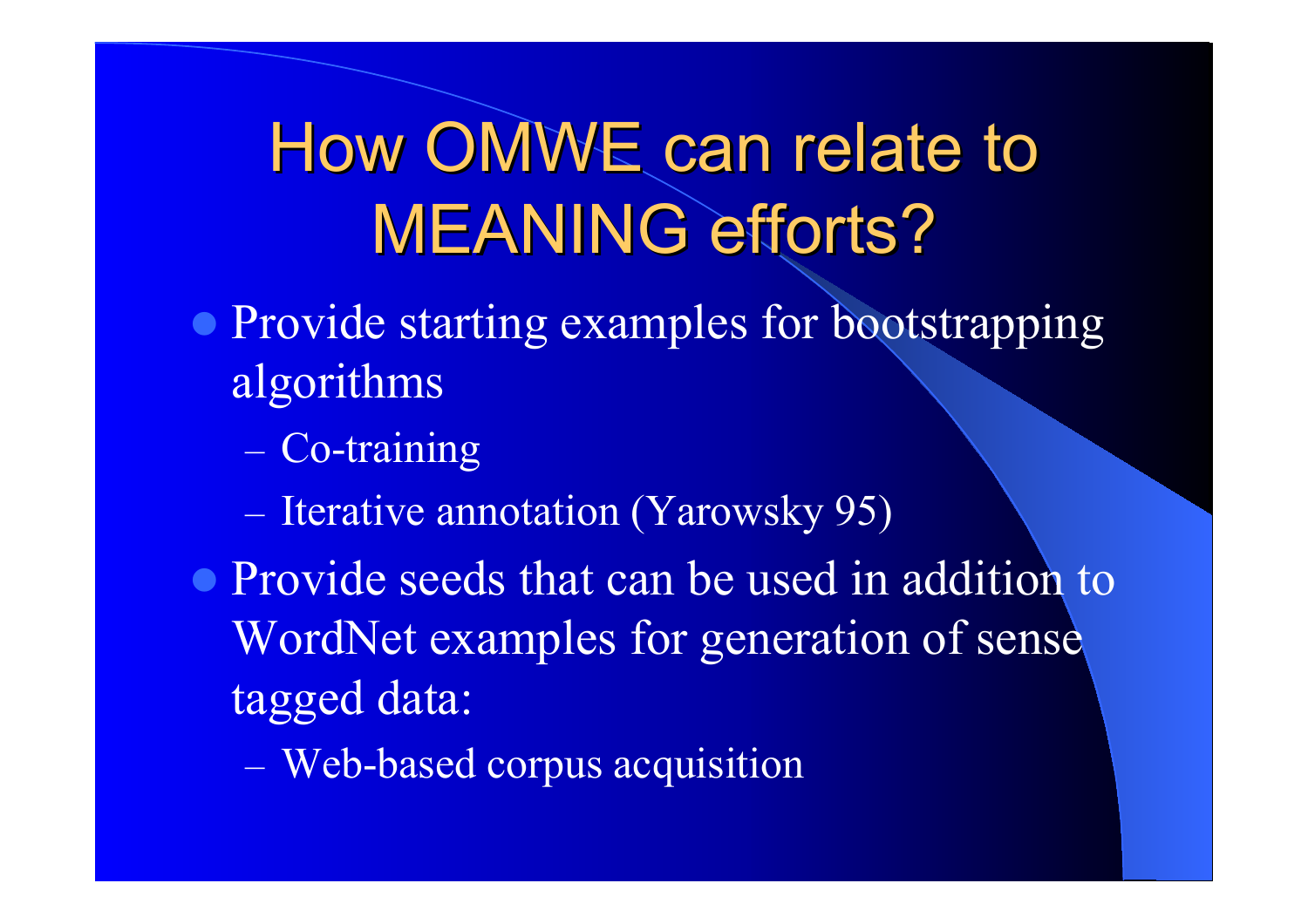# How OMWE can relate to MEANING efforts?

- Provide starting examples for bootstrapping algorithms
  - Co-training
  - Iterative annotation (Yarowsky 95)
- Provide seeds that can be used in addition to WordNet examples for generation of sense tagged data:
  - Web-based corpus acquisition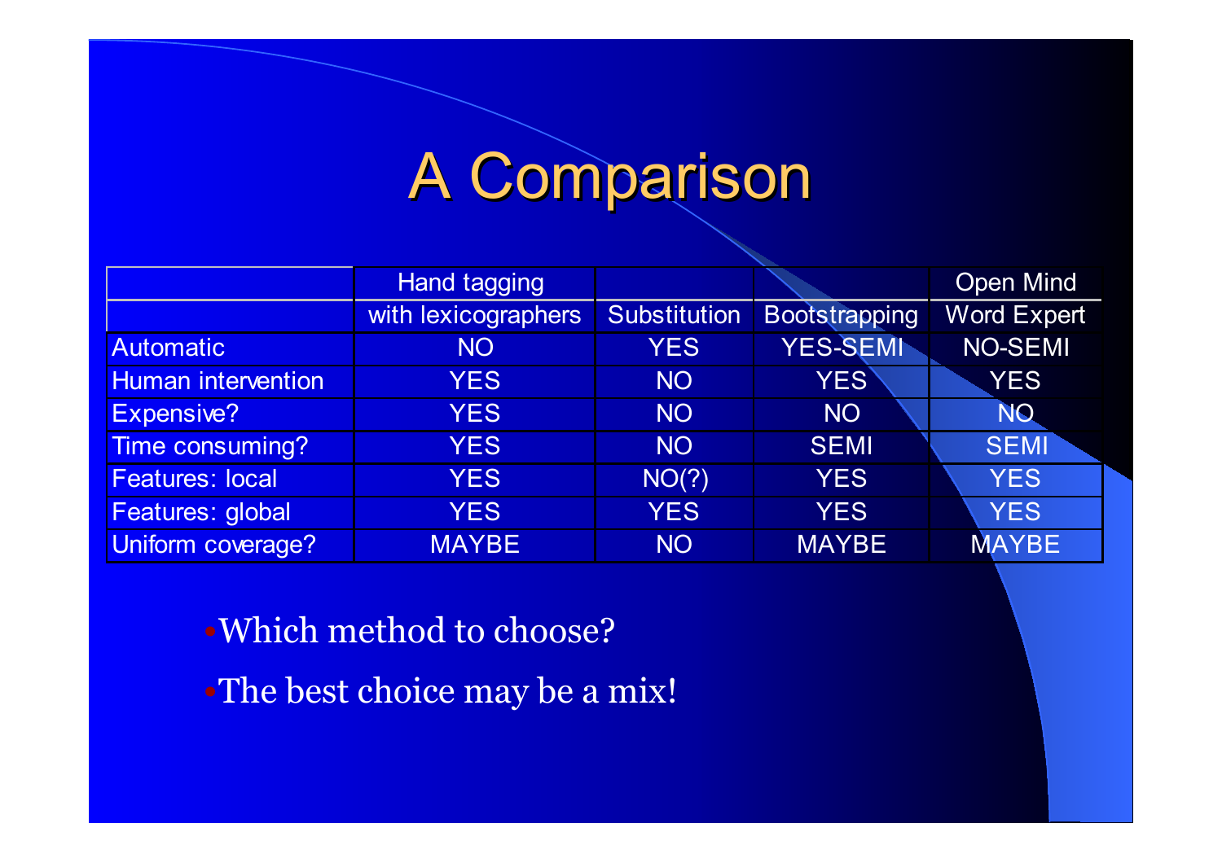# A Comparison

| | Hand tagging with lexicographers | Substitution | Bootstrapping | Open Mind Word Expert |
|---|---|---|---|---|
| Automatic | NO | YES | YES-SEMI | NO-SEMI |
| Human intervention | YES | NO | YES | YES |
| Expensive? | YES | NO | NO | NO |
| Time consuming? | YES | NO | SEMI | SEMI |
| Features: local | YES | NO(?) | YES | YES |
| Features: global | YES | YES | YES | YES |
| Uniform coverage? | MAYBE | NO | MAYBE | MAYBE |

- Which method to choose?
- The best choice may be a mix!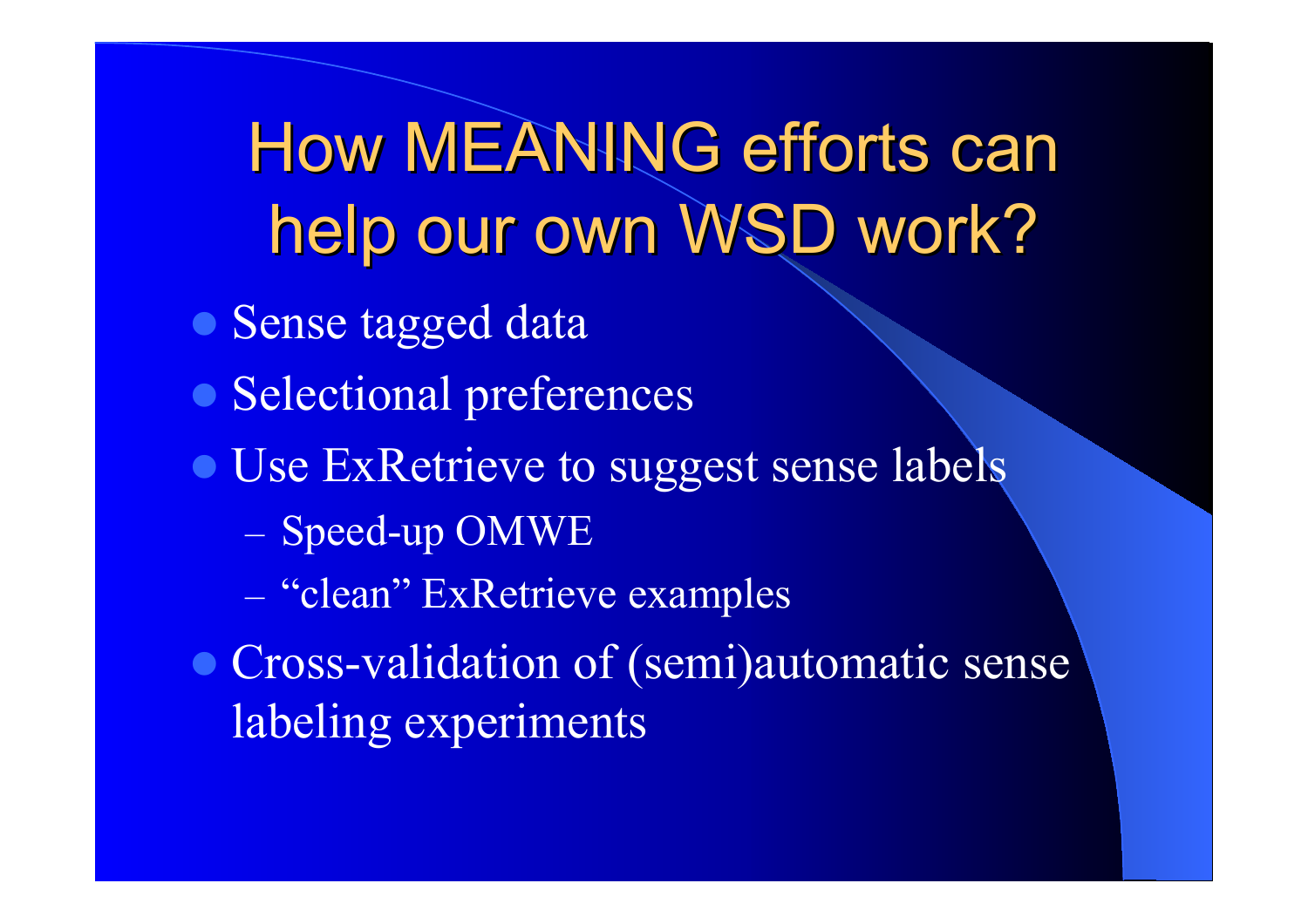# How MEANING efforts can help our own WSD work?

- Sense tagged data
- Selectional preferences
- Use ExRetrieve to suggest sense labels
  - Speed-up OMWE
  - "clean" ExRetrieve examples
- Cross-validation of (semi)automatic sense labeling experiments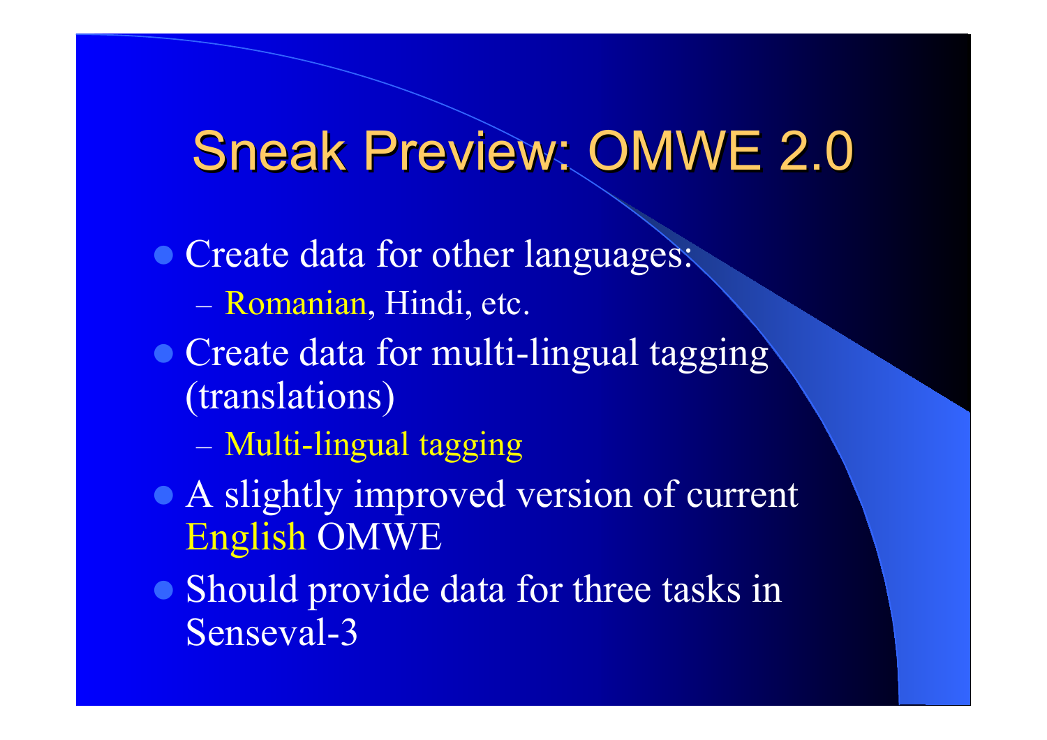# Sneak Preview: OMWE 2.0

- Create data for other languages:
  - Romanian, Hindi, etc.
- Create data for multi-lingual tagging (translations)
  - Multi-lingual tagging
- A slightly improved version of current English OMWE
- Should provide data for three tasks in Senseval-3